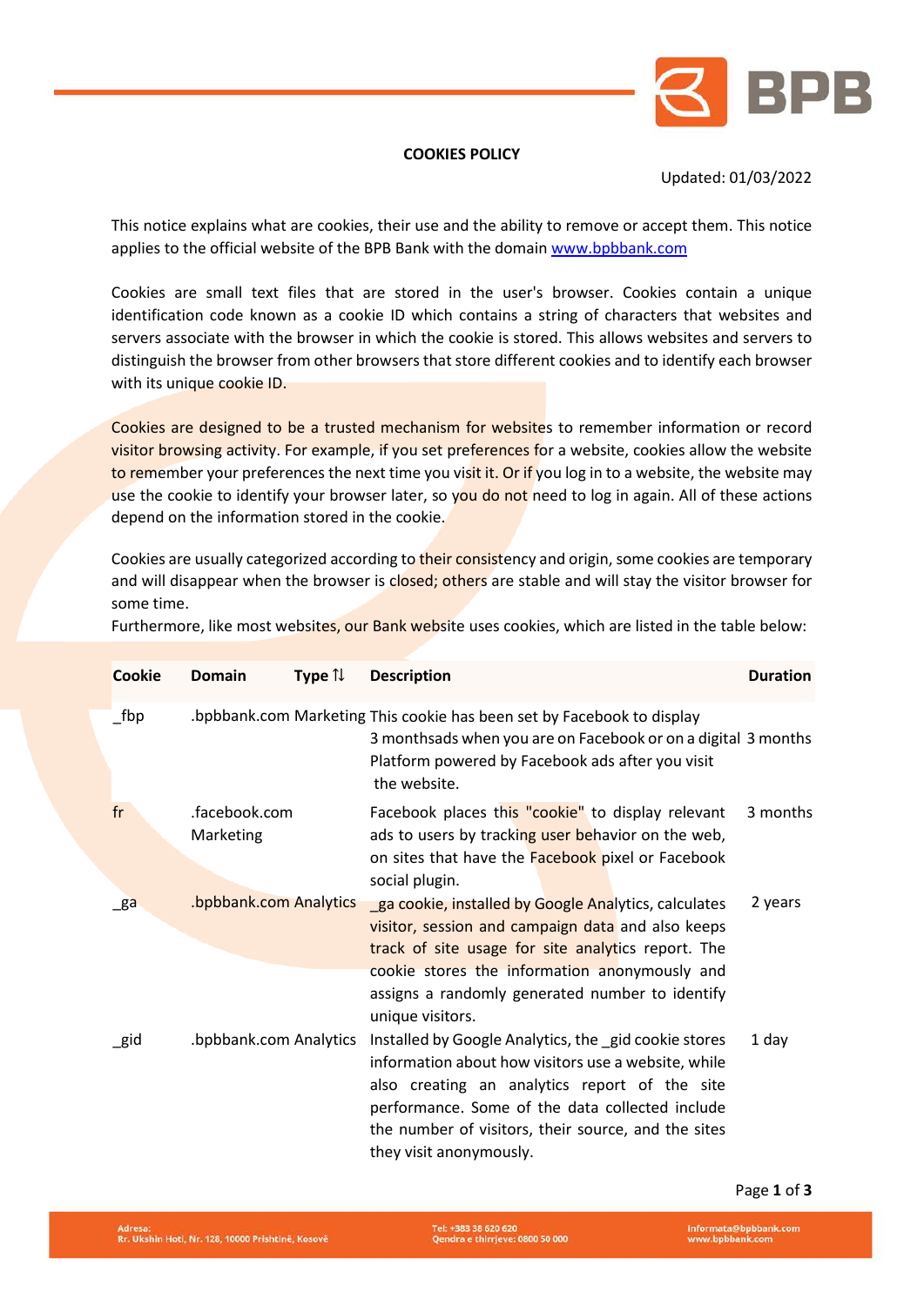# COOKIES POLICY

Updated: 01/03/2022

This notice explains what are cookies, their use and the ability to remove or accept them. This notice applies to the official website of the BPB Bank with the domain [www.bpbbank.com](http://www.bpbbank.com)

Cookies are small text files that are stored in the user's browser. Cookies contain a unique identification code known as a cookie ID which contains a string of characters that websites and servers associate with the browser in which the cookie is stored. This allows websites and servers to distinguish the browser from other browsers that store different cookies and to identify each browser with its unique cookie ID.

Cookies are designed to be a trusted mechanism for websites to remember information or record visitor browsing activity. For example, if you set preferences for a website, cookies allow the website to remember your preferences the next time you visit it. Or if you log in to a website, the website may use the cookie to identify your browser later, so you do not need to log in again. All of these actions depend on the information stored in the cookie.

Cookies are usually categorized according to their consistency and origin, some cookies are temporary and will disappear when the browser is closed; others are stable and will stay the visitor browser for some time.

Furthermore, like most websites, our Bank website uses cookies, which are listed in the table below:

| Cookie | Domain | Type ⇅ | Description | Duration |
|---|---|---|---|---|
| _fbp | .bpbbank.com | Marketing | This cookie has been set by Facebook to display 3 monthsads when you are on Facebook or on a digital Platform powered by Facebook ads after you visit the website. | 3 months |
| fr | .facebook.com | Marketing | Facebook places this "cookie" to display relevant ads to users by tracking user behavior on the web, on sites that have the Facebook pixel or Facebook social plugin. | 3 months |
| _ga | .bpbbank.com | Analytics | _ga cookie, installed by Google Analytics, calculates visitor, session and campaign data and also keeps track of site usage for site analytics report. The cookie stores the information anonymously and assigns a randomly generated number to identify unique visitors. | 2 years |
| _gid | .bpbbank.com | Analytics | Installed by Google Analytics, the _gid cookie stores information about how visitors use a website, while also creating an analytics report of the site performance. Some of the data collected include the number of visitors, their source, and the sites they visit anonymously. | 1 day |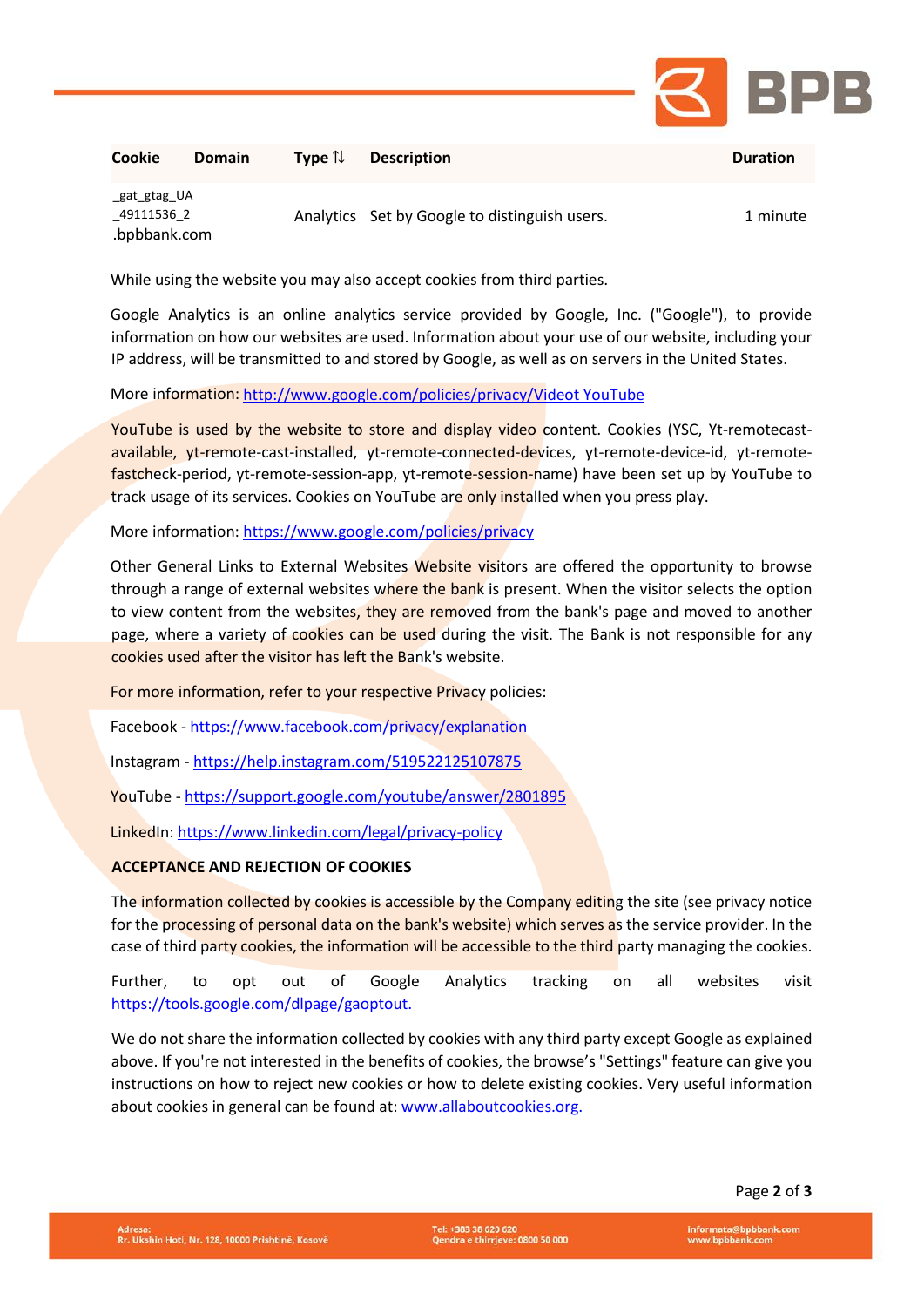| Cookie | Domain | Type ⇅ | Description | Duration |
|---|---|---|---|---|
| _gat_gtag_UA _49111536_2 .bpbbank.com | | Analytics | Set by Google to distinguish users. | 1 minute |

While using the website you may also accept cookies from third parties.

Google Analytics is an online analytics service provided by Google, Inc. ("Google"), to provide information on how our websites are used. Information about your use of our website, including your IP address, will be transmitted to and stored by Google, as well as on servers in the United States.

More information: http://www.google.com/policies/privacy/Videot YouTube

YouTube is used by the website to store and display video content. Cookies (YSC, Yt-remotecast-available, yt-remote-cast-installed, yt-remote-connected-devices, yt-remote-device-id, yt-remote-fastcheck-period, yt-remote-session-app, yt-remote-session-name) have been set up by YouTube to track usage of its services. Cookies on YouTube are only installed when you press play.

More information: https://www.google.com/policies/privacy

Other General Links to External Websites Website visitors are offered the opportunity to browse through a range of external websites where the bank is present. When the visitor selects the option to view content from the websites, they are removed from the bank's page and moved to another page, where a variety of cookies can be used during the visit. The Bank is not responsible for any cookies used after the visitor has left the Bank's website.

For more information, refer to your respective Privacy policies:

Facebook - https://www.facebook.com/privacy/explanation

Instagram - https://help.instagram.com/519522125107875

YouTube - https://support.google.com/youtube/answer/2801895

LinkedIn: https://www.linkedin.com/legal/privacy-policy

**ACCEPTANCE AND REJECTION OF COOKIES**

The information collected by cookies is accessible by the Company editing the site (see privacy notice for the processing of personal data on the bank's website) which serves as the service provider. In the case of third party cookies, the information will be accessible to the third party managing the cookies.

Further, to opt out of Google Analytics tracking on all websites visit https://tools.google.com/dlpage/gaoptout.

We do not share the information collected by cookies with any third party except Google as explained above. If you're not interested in the benefits of cookies, the browse's "Settings" feature can give you instructions on how to reject new cookies or how to delete existing cookies. Very useful information about cookies in general can be found at: www.allaboutcookies.org.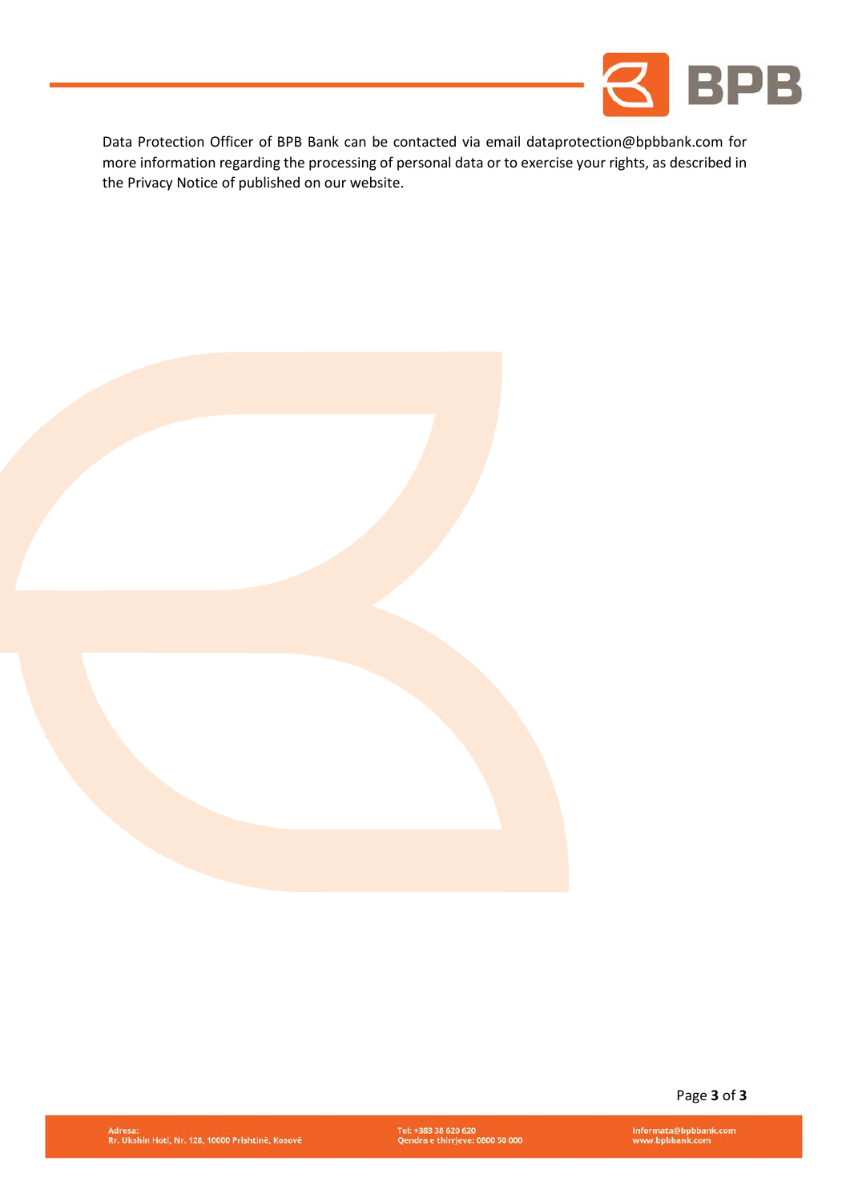Data Protection Officer of BPB Bank can be contacted via email dataprotection@bpbbank.com for more information regarding the processing of personal data or to exercise your rights, as described in the Privacy Notice of published on our website.